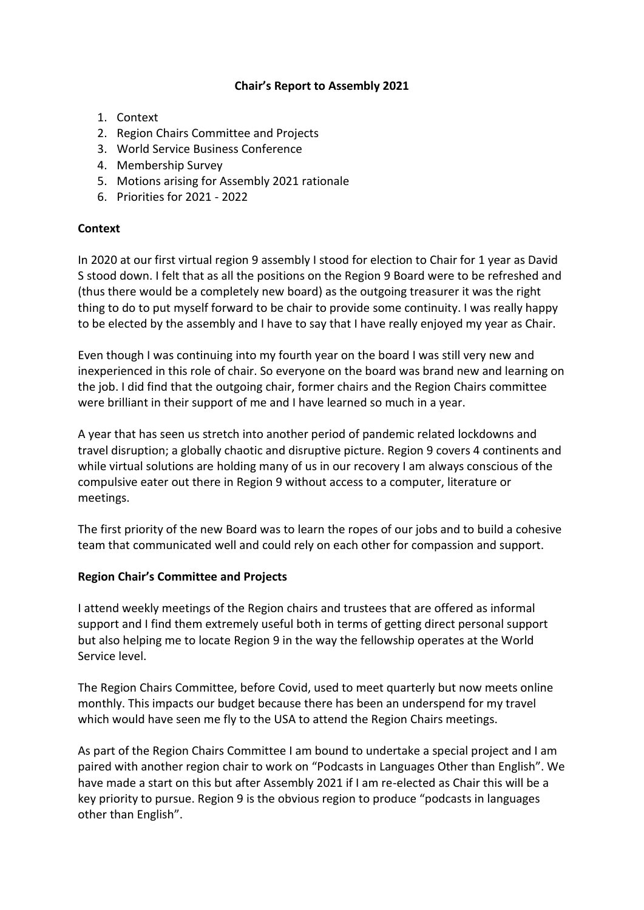# Chair's Report to Assembly 2021

1. Context
2. Region Chairs Committee and Projects
3. World Service Business Conference
4. Membership Survey
5. Motions arising for Assembly 2021 rationale
6. Priorities for 2021 - 2022

## Context

In 2020 at our first virtual region 9 assembly I stood for election to Chair for 1 year as David S stood down. I felt that as all the positions on the Region 9 Board were to be refreshed and (thus there would be a completely new board) as the outgoing treasurer it was the right thing to do to put myself forward to be chair to provide some continuity. I was really happy to be elected by the assembly and I have to say that I have really enjoyed my year as Chair.

Even though I was continuing into my fourth year on the board I was still very new and inexperienced in this role of chair. So everyone on the board was brand new and learning on the job. I did find that the outgoing chair, former chairs and the Region Chairs committee were brilliant in their support of me and I have learned so much in a year.

A year that has seen us stretch into another period of pandemic related lockdowns and travel disruption; a globally chaotic and disruptive picture. Region 9 covers 4 continents and while virtual solutions are holding many of us in our recovery I am always conscious of the compulsive eater out there in Region 9 without access to a computer, literature or meetings.

The first priority of the new Board was to learn the ropes of our jobs and to build a cohesive team that communicated well and could rely on each other for compassion and support.

## Region Chair's Committee and Projects

I attend weekly meetings of the Region chairs and trustees that are offered as informal support and I find them extremely useful both in terms of getting direct personal support but also helping me to locate Region 9 in the way the fellowship operates at the World Service level.

The Region Chairs Committee, before Covid, used to meet quarterly but now meets online monthly. This impacts our budget because there has been an underspend for my travel which would have seen me fly to the USA to attend the Region Chairs meetings.

As part of the Region Chairs Committee I am bound to undertake a special project and I am paired with another region chair to work on "Podcasts in Languages Other than English". We have made a start on this but after Assembly 2021 if I am re-elected as Chair this will be a key priority to pursue. Region 9 is the obvious region to produce "podcasts in languages other than English".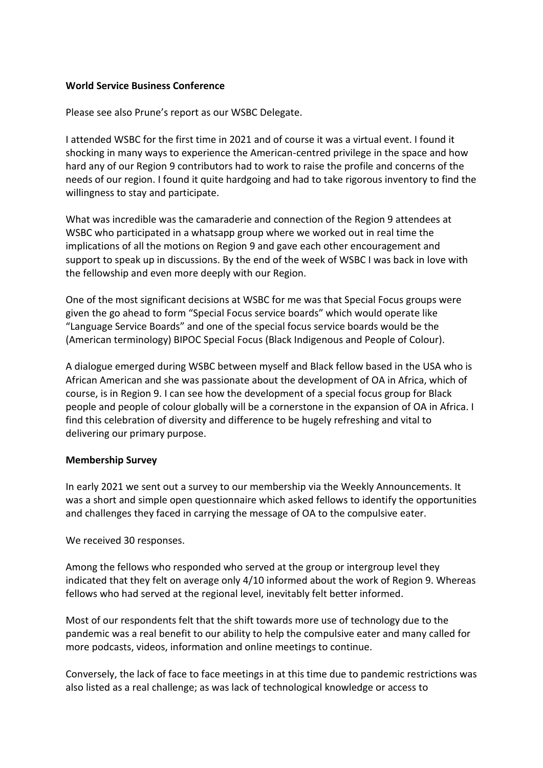**World Service Business Conference**

Please see also Prune's report as our WSBC Delegate.

I attended WSBC for the first time in 2021 and of course it was a virtual event. I found it shocking in many ways to experience the American-centred privilege in the space and how hard any of our Region 9 contributors had to work to raise the profile and concerns of the needs of our region. I found it quite hardgoing and had to take rigorous inventory to find the willingness to stay and participate.

What was incredible was the camaraderie and connection of the Region 9 attendees at WSBC who participated in a whatsapp group where we worked out in real time the implications of all the motions on Region 9 and gave each other encouragement and support to speak up in discussions. By the end of the week of WSBC I was back in love with the fellowship and even more deeply with our Region.

One of the most significant decisions at WSBC for me was that Special Focus groups were given the go ahead to form "Special Focus service boards" which would operate like "Language Service Boards" and one of the special focus service boards would be the (American terminology) BIPOC Special Focus (Black Indigenous and People of Colour).

A dialogue emerged during WSBC between myself and Black fellow based in the USA who is African American and she was passionate about the development of OA in Africa, which of course, is in Region 9. I can see how the development of a special focus group for Black people and people of colour globally will be a cornerstone in the expansion of OA in Africa. I find this celebration of diversity and difference to be hugely refreshing and vital to delivering our primary purpose.

**Membership Survey**

In early 2021 we sent out a survey to our membership via the Weekly Announcements. It was a short and simple open questionnaire which asked fellows to identify the opportunities and challenges they faced in carrying the message of OA to the compulsive eater.

We received 30 responses.

Among the fellows who responded who served at the group or intergroup level they indicated that they felt on average only 4/10 informed about the work of Region 9. Whereas fellows who had served at the regional level, inevitably felt better informed.

Most of our respondents felt that the shift towards more use of technology due to the pandemic was a real benefit to our ability to help the compulsive eater and many called for more podcasts, videos, information and online meetings to continue.

Conversely, the lack of face to face meetings in at this time due to pandemic restrictions was also listed as a real challenge; as was lack of technological knowledge or access to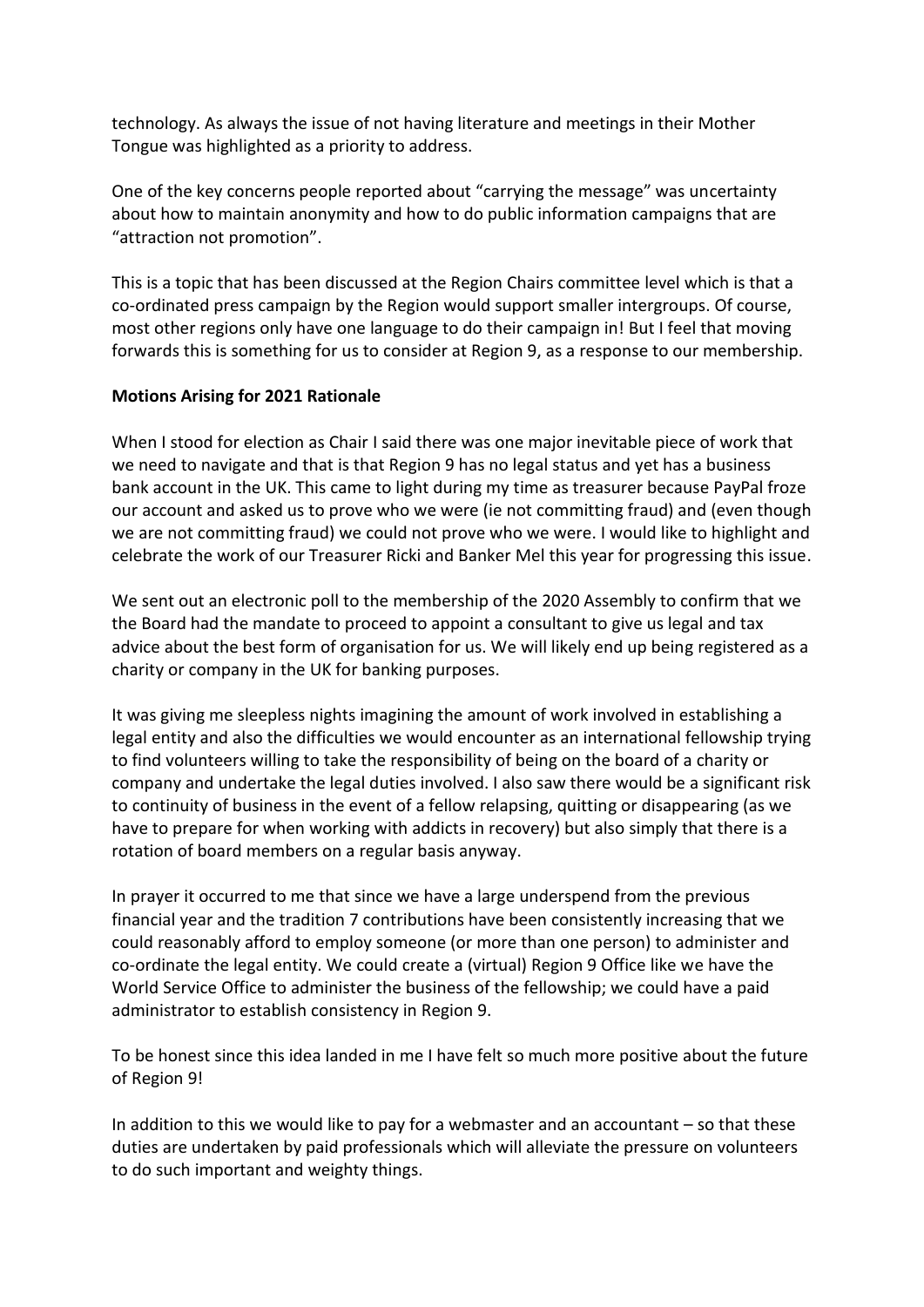technology. As always the issue of not having literature and meetings in their Mother Tongue was highlighted as a priority to address.

One of the key concerns people reported about "carrying the message" was uncertainty about how to maintain anonymity and how to do public information campaigns that are "attraction not promotion".

This is a topic that has been discussed at the Region Chairs committee level which is that a co-ordinated press campaign by the Region would support smaller intergroups. Of course, most other regions only have one language to do their campaign in! But I feel that moving forwards this is something for us to consider at Region 9, as a response to our membership.

**Motions Arising for 2021 Rationale**

When I stood for election as Chair I said there was one major inevitable piece of work that we need to navigate and that is that Region 9 has no legal status and yet has a business bank account in the UK. This came to light during my time as treasurer because PayPal froze our account and asked us to prove who we were (ie not committing fraud) and (even though we are not committing fraud) we could not prove who we were. I would like to highlight and celebrate the work of our Treasurer Ricki and Banker Mel this year for progressing this issue.

We sent out an electronic poll to the membership of the 2020 Assembly to confirm that we the Board had the mandate to proceed to appoint a consultant to give us legal and tax advice about the best form of organisation for us. We will likely end up being registered as a charity or company in the UK for banking purposes.

It was giving me sleepless nights imagining the amount of work involved in establishing a legal entity and also the difficulties we would encounter as an international fellowship trying to find volunteers willing to take the responsibility of being on the board of a charity or company and undertake the legal duties involved. I also saw there would be a significant risk to continuity of business in the event of a fellow relapsing, quitting or disappearing (as we have to prepare for when working with addicts in recovery) but also simply that there is a rotation of board members on a regular basis anyway.

In prayer it occurred to me that since we have a large underspend from the previous financial year and the tradition 7 contributions have been consistently increasing that we could reasonably afford to employ someone (or more than one person) to administer and co-ordinate the legal entity. We could create a (virtual) Region 9 Office like we have the World Service Office to administer the business of the fellowship; we could have a paid administrator to establish consistency in Region 9.

To be honest since this idea landed in me I have felt so much more positive about the future of Region 9!

In addition to this we would like to pay for a webmaster and an accountant – so that these duties are undertaken by paid professionals which will alleviate the pressure on volunteers to do such important and weighty things.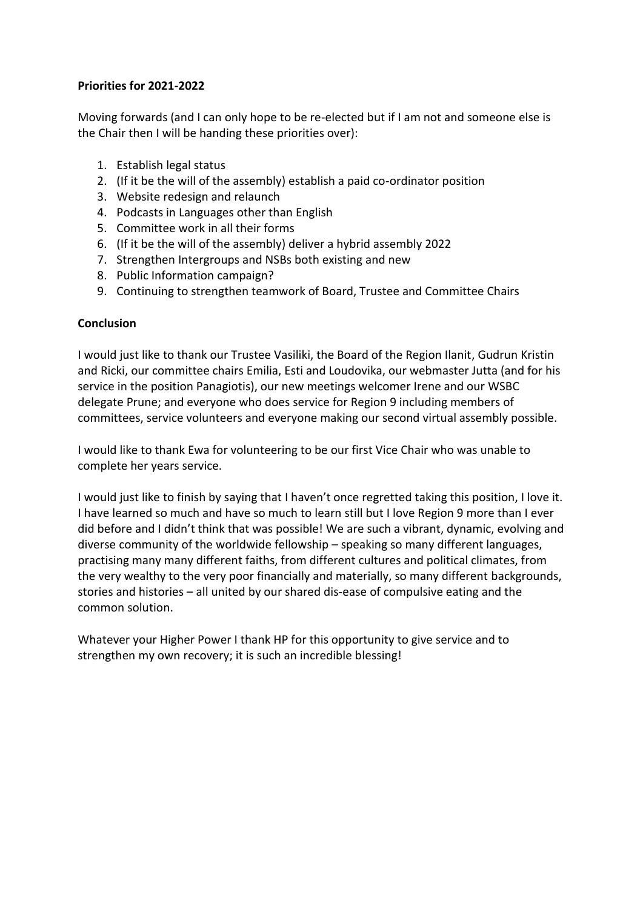**Priorities for 2021-2022**

Moving forwards (and I can only hope to be re-elected but if I am not and someone else is the Chair then I will be handing these priorities over):

1. Establish legal status
2. (If it be the will of the assembly) establish a paid co-ordinator position
3. Website redesign and relaunch
4. Podcasts in Languages other than English
5. Committee work in all their forms
6. (If it be the will of the assembly) deliver a hybrid assembly 2022
7. Strengthen Intergroups and NSBs both existing and new
8. Public Information campaign?
9. Continuing to strengthen teamwork of Board, Trustee and Committee Chairs

**Conclusion**

I would just like to thank our Trustee Vasiliki, the Board of the Region Ilanit, Gudrun Kristin and Ricki, our committee chairs Emilia, Esti and Loudovika, our webmaster Jutta (and for his service in the position Panagiotis), our new meetings welcomer Irene and our WSBC delegate Prune; and everyone who does service for Region 9 including members of committees, service volunteers and everyone making our second virtual assembly possible.

I would like to thank Ewa for volunteering to be our first Vice Chair who was unable to complete her years service.

I would just like to finish by saying that I haven't once regretted taking this position, I love it. I have learned so much and have so much to learn still but I love Region 9 more than I ever did before and I didn't think that was possible! We are such a vibrant, dynamic, evolving and diverse community of the worldwide fellowship – speaking so many different languages, practising many many different faiths, from different cultures and political climates, from the very wealthy to the very poor financially and materially, so many different backgrounds, stories and histories – all united by our shared dis-ease of compulsive eating and the common solution.

Whatever your Higher Power I thank HP for this opportunity to give service and to strengthen my own recovery; it is such an incredible blessing!